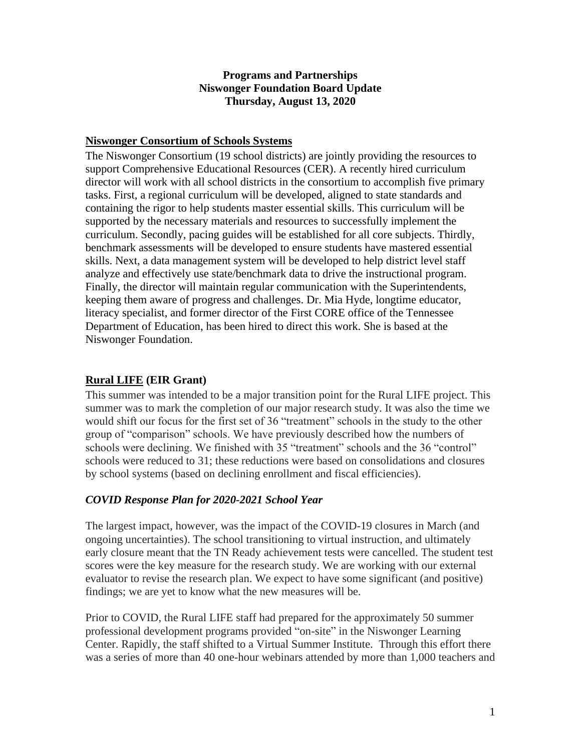**Programs and Partnerships**
**Niswonger Foundation Board Update**
**Thursday, August 13, 2020**

## Niswonger Consortium of Schools Systems

The Niswonger Consortium (19 school districts) are jointly providing the resources to support Comprehensive Educational Resources (CER). A recently hired curriculum director will work with all school districts in the consortium to accomplish five primary tasks. First, a regional curriculum will be developed, aligned to state standards and containing the rigor to help students master essential skills. This curriculum will be supported by the necessary materials and resources to successfully implement the curriculum. Secondly, pacing guides will be established for all core subjects. Thirdly, benchmark assessments will be developed to ensure students have mastered essential skills. Next, a data management system will be developed to help district level staff analyze and effectively use state/benchmark data to drive the instructional program. Finally, the director will maintain regular communication with the Superintendents, keeping them aware of progress and challenges. Dr. Mia Hyde, longtime educator, literacy specialist, and former director of the First CORE office of the Tennessee Department of Education, has been hired to direct this work. She is based at the Niswonger Foundation.

## Rural LIFE (EIR Grant)

This summer was intended to be a major transition point for the Rural LIFE project. This summer was to mark the completion of our major research study. It was also the time we would shift our focus for the first set of 36 "treatment" schools in the study to the other group of "comparison" schools. We have previously described how the numbers of schools were declining. We finished with 35 "treatment" schools and the 36 "control" schools were reduced to 31; these reductions were based on consolidations and closures by school systems (based on declining enrollment and fiscal efficiencies).

### *COVID Response Plan for 2020-2021 School Year*

The largest impact, however, was the impact of the COVID-19 closures in March (and ongoing uncertainties). The school transitioning to virtual instruction, and ultimately early closure meant that the TN Ready achievement tests were cancelled. The student test scores were the key measure for the research study. We are working with our external evaluator to revise the research plan. We expect to have some significant (and positive) findings; we are yet to know what the new measures will be.

Prior to COVID, the Rural LIFE staff had prepared for the approximately 50 summer professional development programs provided "on-site" in the Niswonger Learning Center. Rapidly, the staff shifted to a Virtual Summer Institute. Through this effort there was a series of more than 40 one-hour webinars attended by more than 1,000 teachers and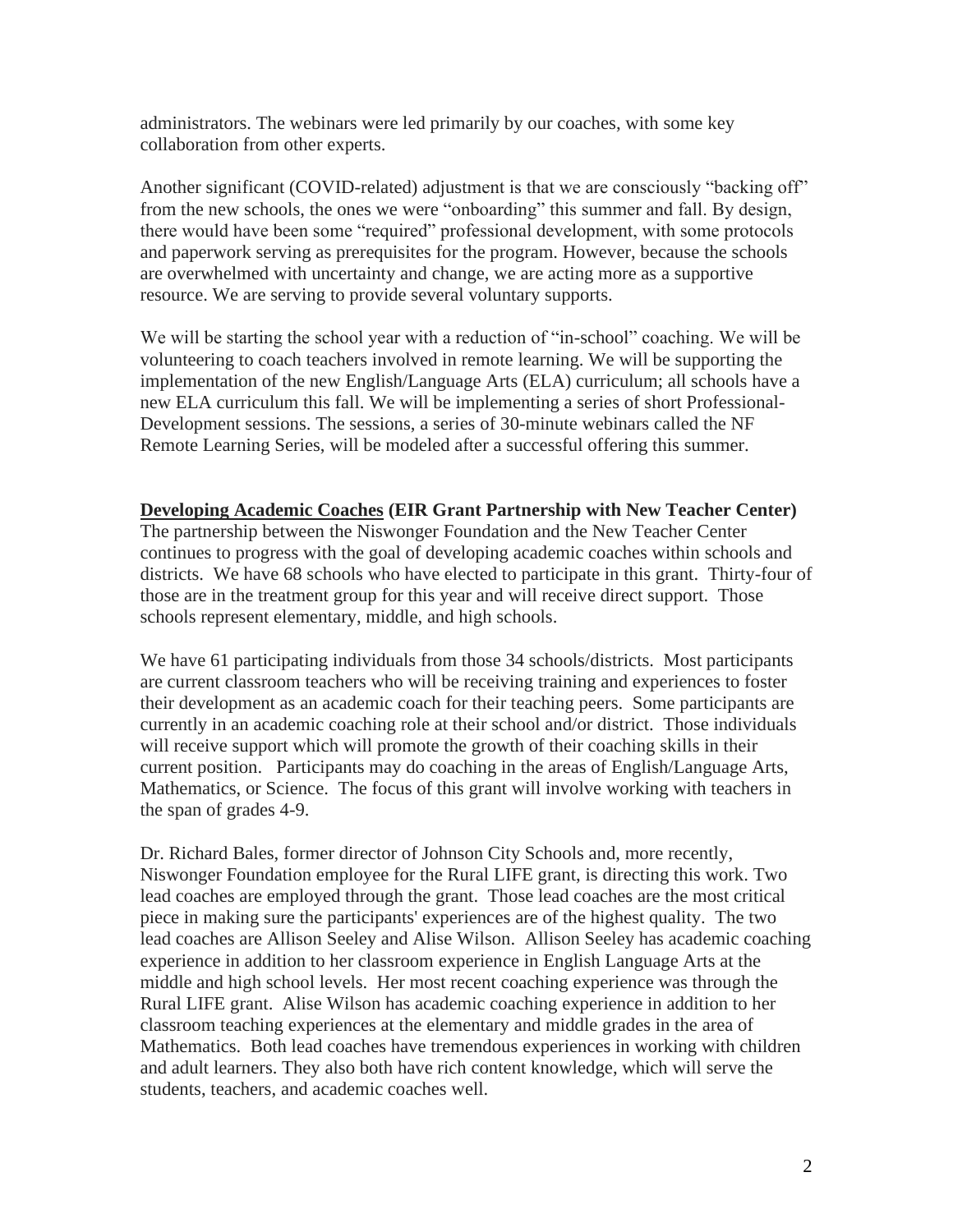administrators. The webinars were led primarily by our coaches, with some key collaboration from other experts.

Another significant (COVID-related) adjustment is that we are consciously "backing off" from the new schools, the ones we were "onboarding" this summer and fall. By design, there would have been some "required" professional development, with some protocols and paperwork serving as prerequisites for the program. However, because the schools are overwhelmed with uncertainty and change, we are acting more as a supportive resource. We are serving to provide several voluntary supports.

We will be starting the school year with a reduction of "in-school" coaching. We will be volunteering to coach teachers involved in remote learning. We will be supporting the implementation of the new English/Language Arts (ELA) curriculum; all schools have a new ELA curriculum this fall. We will be implementing a series of short Professional-Development sessions. The sessions, a series of 30-minute webinars called the NF Remote Learning Series, will be modeled after a successful offering this summer.

**<u>Developing Academic Coaches</u> (EIR Grant Partnership with New Teacher Center)**
The partnership between the Niswonger Foundation and the New Teacher Center continues to progress with the goal of developing academic coaches within schools and districts. We have 68 schools who have elected to participate in this grant. Thirty-four of those are in the treatment group for this year and will receive direct support. Those schools represent elementary, middle, and high schools.

We have 61 participating individuals from those 34 schools/districts. Most participants are current classroom teachers who will be receiving training and experiences to foster their development as an academic coach for their teaching peers. Some participants are currently in an academic coaching role at their school and/or district. Those individuals will receive support which will promote the growth of their coaching skills in their current position. Participants may do coaching in the areas of English/Language Arts, Mathematics, or Science. The focus of this grant will involve working with teachers in the span of grades 4-9.

Dr. Richard Bales, former director of Johnson City Schools and, more recently, Niswonger Foundation employee for the Rural LIFE grant, is directing this work. Two lead coaches are employed through the grant. Those lead coaches are the most critical piece in making sure the participants' experiences are of the highest quality. The two lead coaches are Allison Seeley and Alise Wilson. Allison Seeley has academic coaching experience in addition to her classroom experience in English Language Arts at the middle and high school levels. Her most recent coaching experience was through the Rural LIFE grant. Alise Wilson has academic coaching experience in addition to her classroom teaching experiences at the elementary and middle grades in the area of Mathematics. Both lead coaches have tremendous experiences in working with children and adult learners. They also both have rich content knowledge, which will serve the students, teachers, and academic coaches well.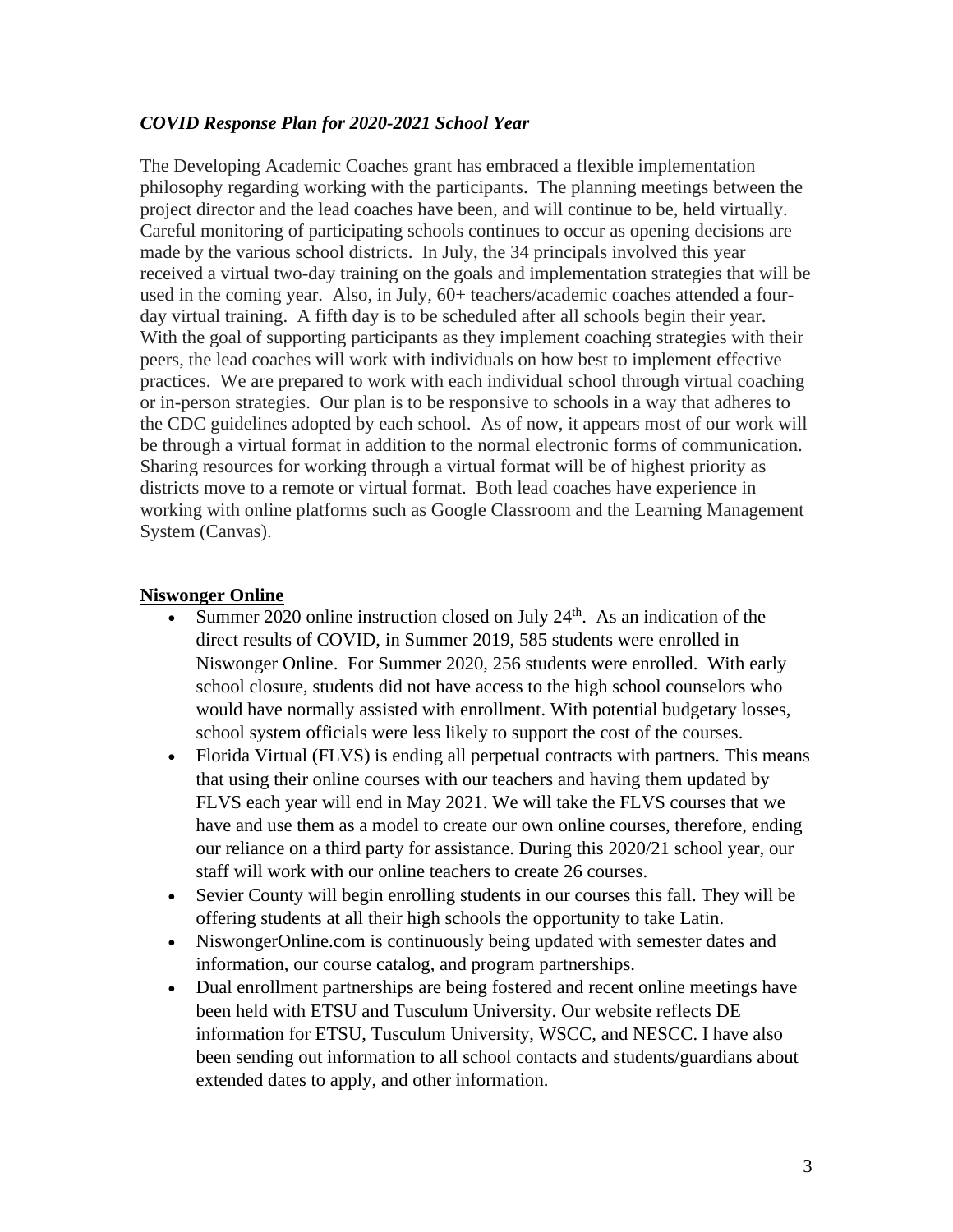### *COVID Response Plan for 2020-2021 School Year*

The Developing Academic Coaches grant has embraced a flexible implementation philosophy regarding working with the participants. The planning meetings between the project director and the lead coaches have been, and will continue to be, held virtually. Careful monitoring of participating schools continues to occur as opening decisions are made by the various school districts. In July, the 34 principals involved this year received a virtual two-day training on the goals and implementation strategies that will be used in the coming year. Also, in July, 60+ teachers/academic coaches attended a four-day virtual training. A fifth day is to be scheduled after all schools begin their year. With the goal of supporting participants as they implement coaching strategies with their peers, the lead coaches will work with individuals on how best to implement effective practices. We are prepared to work with each individual school through virtual coaching or in-person strategies. Our plan is to be responsive to schools in a way that adheres to the CDC guidelines adopted by each school. As of now, it appears most of our work will be through a virtual format in addition to the normal electronic forms of communication. Sharing resources for working through a virtual format will be of highest priority as districts move to a remote or virtual format. Both lead coaches have experience in working with online platforms such as Google Classroom and the Learning Management System (Canvas).

### **Niswonger Online**

- Summer 2020 online instruction closed on July 24th. As an indication of the direct results of COVID, in Summer 2019, 585 students were enrolled in Niswonger Online. For Summer 2020, 256 students were enrolled. With early school closure, students did not have access to the high school counselors who would have normally assisted with enrollment. With potential budgetary losses, school system officials were less likely to support the cost of the courses.
- Florida Virtual (FLVS) is ending all perpetual contracts with partners. This means that using their online courses with our teachers and having them updated by FLVS each year will end in May 2021. We will take the FLVS courses that we have and use them as a model to create our own online courses, therefore, ending our reliance on a third party for assistance. During this 2020/21 school year, our staff will work with our online teachers to create 26 courses.
- Sevier County will begin enrolling students in our courses this fall. They will be offering students at all their high schools the opportunity to take Latin.
- NiswongerOnline.com is continuously being updated with semester dates and information, our course catalog, and program partnerships.
- Dual enrollment partnerships are being fostered and recent online meetings have been held with ETSU and Tusculum University. Our website reflects DE information for ETSU, Tusculum University, WSCC, and NESCC. I have also been sending out information to all school contacts and students/guardians about extended dates to apply, and other information.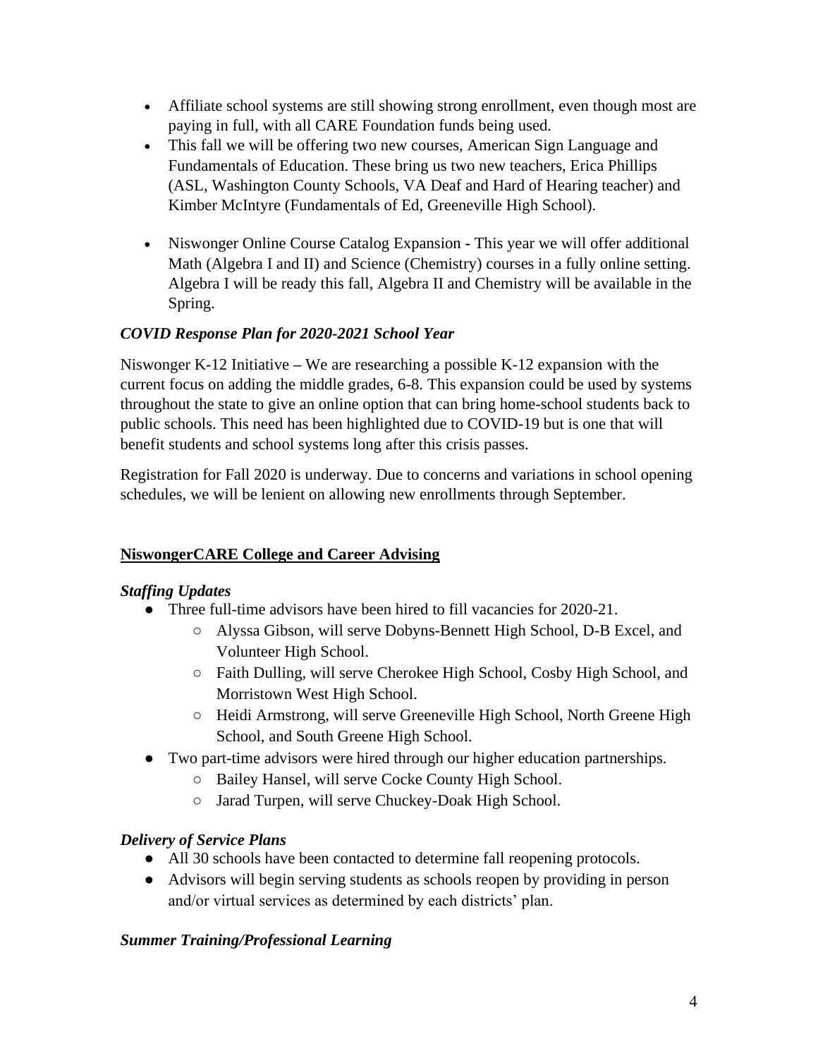- Affiliate school systems are still showing strong enrollment, even though most are paying in full, with all CARE Foundation funds being used.
- This fall we will be offering two new courses, American Sign Language and Fundamentals of Education. These bring us two new teachers, Erica Phillips (ASL, Washington County Schools, VA Deaf and Hard of Hearing teacher) and Kimber McIntyre (Fundamentals of Ed, Greeneville High School).
- Niswonger Online Course Catalog Expansion - This year we will offer additional Math (Algebra I and II) and Science (Chemistry) courses in a fully online setting. Algebra I will be ready this fall, Algebra II and Chemistry will be available in the Spring.

*COVID Response Plan for 2020-2021 School Year*

Niswonger K-12 Initiative – We are researching a possible K-12 expansion with the current focus on adding the middle grades, 6-8. This expansion could be used by systems throughout the state to give an online option that can bring home-school students back to public schools. This need has been highlighted due to COVID-19 but is one that will benefit students and school systems long after this crisis passes.

Registration for Fall 2020 is underway. Due to concerns and variations in school opening schedules, we will be lenient on allowing new enrollments through September.

**NiswongerCARE College and Career Advising**

***Staffing Updates***

- Three full-time advisors have been hired to fill vacancies for 2020-21.
  - Alyssa Gibson, will serve Dobyns-Bennett High School, D-B Excel, and Volunteer High School.
  - Faith Dulling, will serve Cherokee High School, Cosby High School, and Morristown West High School.
  - Heidi Armstrong, will serve Greeneville High School, North Greene High School, and South Greene High School.
- Two part-time advisors were hired through our higher education partnerships.
  - Bailey Hansel, will serve Cocke County High School.
  - Jarad Turpen, will serve Chuckey-Doak High School.

***Delivery of Service Plans***

- All 30 schools have been contacted to determine fall reopening protocols.
- Advisors will begin serving students as schools reopen by providing in person and/or virtual services as determined by each districts' plan.

***Summer Training/Professional Learning***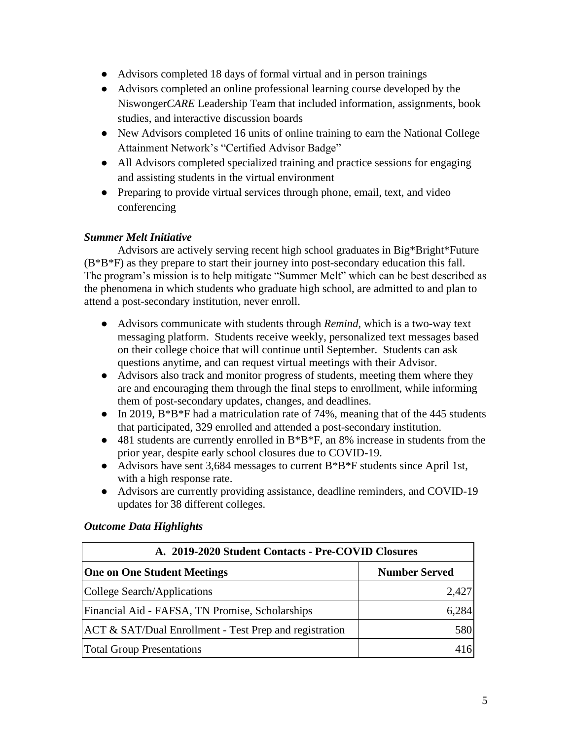- Advisors completed 18 days of formal virtual and in person trainings
- Advisors completed an online professional learning course developed by the Niswonger*CARE* Leadership Team that included information, assignments, book studies, and interactive discussion boards
- New Advisors completed 16 units of online training to earn the National College Attainment Network's "Certified Advisor Badge"
- All Advisors completed specialized training and practice sessions for engaging and assisting students in the virtual environment
- Preparing to provide virtual services through phone, email, text, and video conferencing

***Summer Melt Initiative***

Advisors are actively serving recent high school graduates in Big*Bright*Future (B*B*F) as they prepare to start their journey into post-secondary education this fall. The program's mission is to help mitigate "Summer Melt" which can be best described as the phenomena in which students who graduate high school, are admitted to and plan to attend a post-secondary institution, never enroll.

- Advisors communicate with students through *Remind*, which is a two-way text messaging platform. Students receive weekly, personalized text messages based on their college choice that will continue until September. Students can ask questions anytime, and can request virtual meetings with their Advisor.
- Advisors also track and monitor progress of students, meeting them where they are and encouraging them through the final steps to enrollment, while informing them of post-secondary updates, changes, and deadlines.
- In 2019, B*B*F had a matriculation rate of 74%, meaning that of the 445 students that participated, 329 enrolled and attended a post-secondary institution.
- 481 students are currently enrolled in B*B*F, an 8% increase in students from the prior year, despite early school closures due to COVID-19.
- Advisors have sent 3,684 messages to current B*B*F students since April 1st, with a high response rate.
- Advisors are currently providing assistance, deadline reminders, and COVID-19 updates for 38 different colleges.

***Outcome Data Highlights***

| A. 2019-2020 Student Contacts - Pre-COVID Closures | |
|---|---|
| **One on One Student Meetings** | **Number Served** |
| College Search/Applications | 2,427 |
| Financial Aid - FAFSA, TN Promise, Scholarships | 6,284 |
| ACT & SAT/Dual Enrollment - Test Prep and registration | 580 |
| Total Group Presentations | 416 |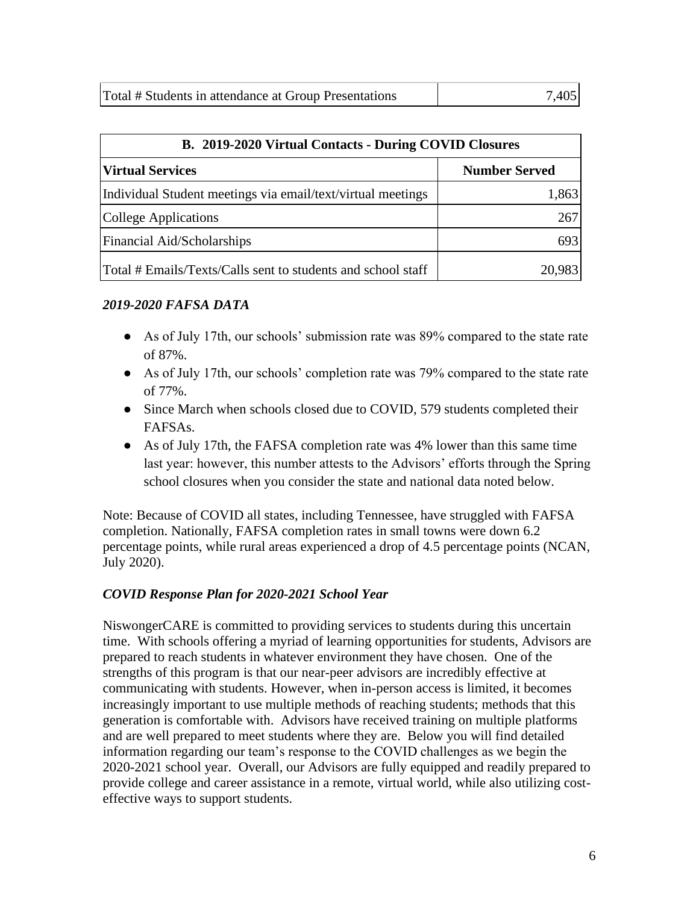| Total # Students in attendance at Group Presentations | 7,405 |
|---|---|

| B. 2019-2020 Virtual Contacts - During COVID Closures | |
|---|---|
| **Virtual Services** | **Number Served** |
| Individual Student meetings via email/text/virtual meetings | 1,863 |
| College Applications | 267 |
| Financial Aid/Scholarships | 693 |
| Total # Emails/Texts/Calls sent to students and school staff | 20,983 |

### *2019-2020 FAFSA DATA*

- As of July 17th, our schools' submission rate was 89% compared to the state rate of 87%.
- As of July 17th, our schools' completion rate was 79% compared to the state rate of 77%.
- Since March when schools closed due to COVID, 579 students completed their FAFSAs.
- As of July 17th, the FAFSA completion rate was 4% lower than this same time last year: however, this number attests to the Advisors' efforts through the Spring school closures when you consider the state and national data noted below.

Note: Because of COVID all states, including Tennessee, have struggled with FAFSA completion. Nationally, FAFSA completion rates in small towns were down 6.2 percentage points, while rural areas experienced a drop of 4.5 percentage points (NCAN, July 2020).

### *COVID Response Plan for 2020-2021 School Year*

NiswongerCARE is committed to providing services to students during this uncertain time. With schools offering a myriad of learning opportunities for students, Advisors are prepared to reach students in whatever environment they have chosen. One of the strengths of this program is that our near-peer advisors are incredibly effective at communicating with students. However, when in-person access is limited, it becomes increasingly important to use multiple methods of reaching students; methods that this generation is comfortable with. Advisors have received training on multiple platforms and are well prepared to meet students where they are. Below you will find detailed information regarding our team's response to the COVID challenges as we begin the 2020-2021 school year. Overall, our Advisors are fully equipped and readily prepared to provide college and career assistance in a remote, virtual world, while also utilizing cost-effective ways to support students.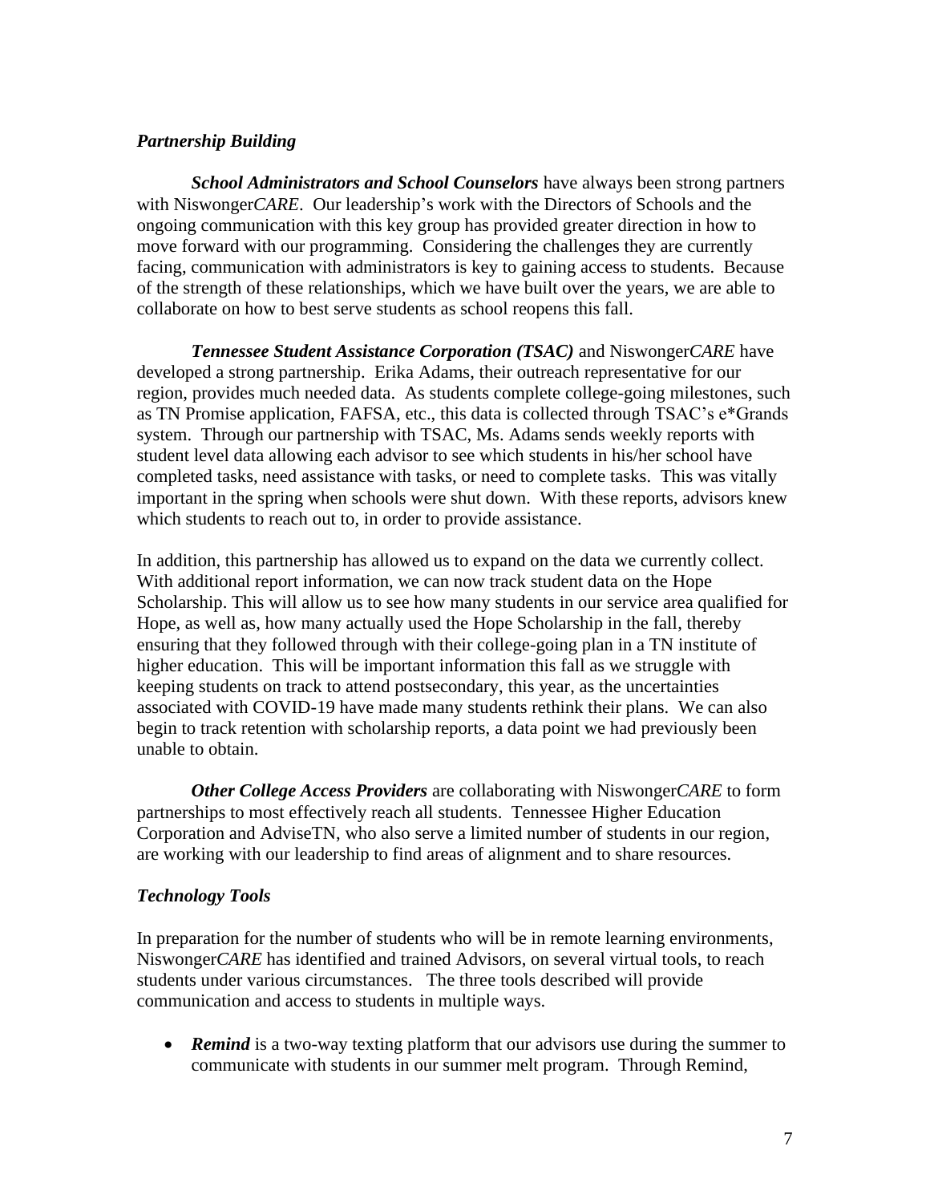### *Partnership Building*

***School Administrators and School Counselors*** have always been strong partners with Niswonger*CARE*. Our leadership's work with the Directors of Schools and the ongoing communication with this key group has provided greater direction in how to move forward with our programming. Considering the challenges they are currently facing, communication with administrators is key to gaining access to students. Because of the strength of these relationships, which we have built over the years, we are able to collaborate on how to best serve students as school reopens this fall.

***Tennessee Student Assistance Corporation (TSAC)*** and Niswonger*CARE* have developed a strong partnership. Erika Adams, their outreach representative for our region, provides much needed data. As students complete college-going milestones, such as TN Promise application, FAFSA, etc., this data is collected through TSAC's e*Grands system. Through our partnership with TSAC, Ms. Adams sends weekly reports with student level data allowing each advisor to see which students in his/her school have completed tasks, need assistance with tasks, or need to complete tasks. This was vitally important in the spring when schools were shut down. With these reports, advisors knew which students to reach out to, in order to provide assistance.

In addition, this partnership has allowed us to expand on the data we currently collect. With additional report information, we can now track student data on the Hope Scholarship. This will allow us to see how many students in our service area qualified for Hope, as well as, how many actually used the Hope Scholarship in the fall, thereby ensuring that they followed through with their college-going plan in a TN institute of higher education. This will be important information this fall as we struggle with keeping students on track to attend postsecondary, this year, as the uncertainties associated with COVID-19 have made many students rethink their plans. We can also begin to track retention with scholarship reports, a data point we had previously been unable to obtain.

***Other College Access Providers*** are collaborating with Niswonger*CARE* to form partnerships to most effectively reach all students. Tennessee Higher Education Corporation and AdviseTN, who also serve a limited number of students in our region, are working with our leadership to find areas of alignment and to share resources.

### *Technology Tools*

In preparation for the number of students who will be in remote learning environments, Niswonger*CARE* has identified and trained Advisors, on several virtual tools, to reach students under various circumstances. The three tools described will provide communication and access to students in multiple ways.

- ***Remind*** is a two-way texting platform that our advisors use during the summer to communicate with students in our summer melt program. Through Remind,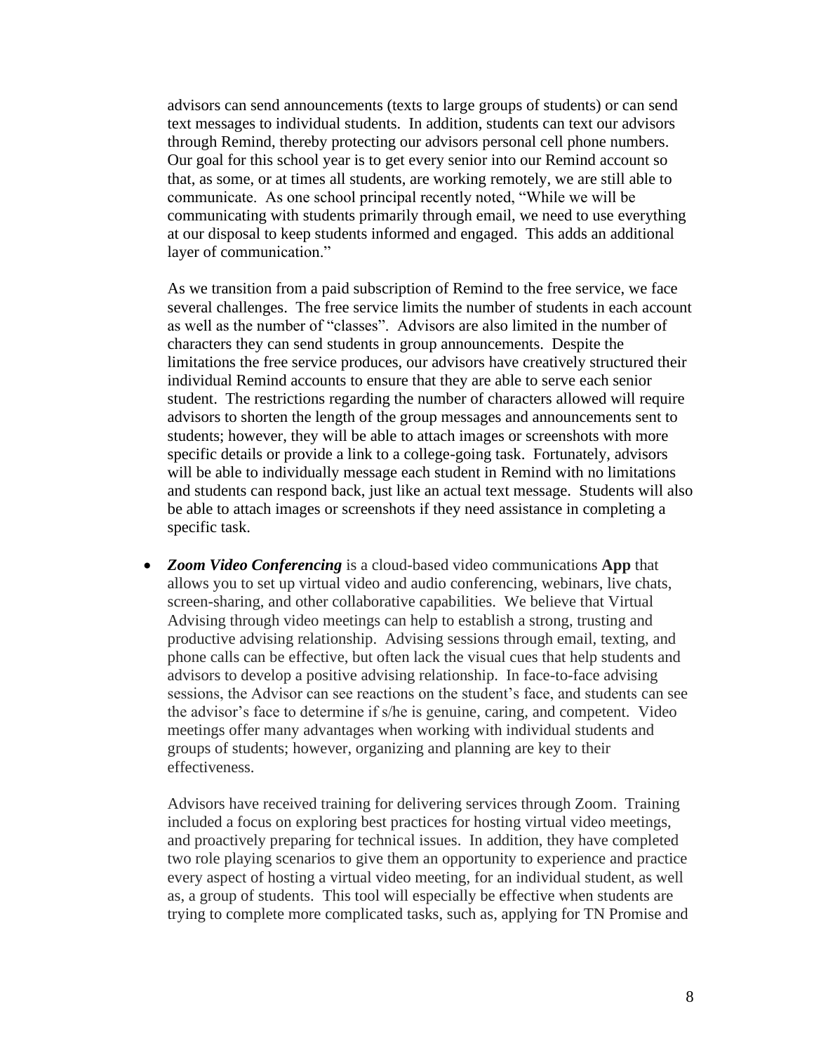advisors can send announcements (texts to large groups of students) or can send text messages to individual students. In addition, students can text our advisors through Remind, thereby protecting our advisors personal cell phone numbers. Our goal for this school year is to get every senior into our Remind account so that, as some, or at times all students, are working remotely, we are still able to communicate. As one school principal recently noted, "While we will be communicating with students primarily through email, we need to use everything at our disposal to keep students informed and engaged. This adds an additional layer of communication."

As we transition from a paid subscription of Remind to the free service, we face several challenges. The free service limits the number of students in each account as well as the number of "classes". Advisors are also limited in the number of characters they can send students in group announcements. Despite the limitations the free service produces, our advisors have creatively structured their individual Remind accounts to ensure that they are able to serve each senior student. The restrictions regarding the number of characters allowed will require advisors to shorten the length of the group messages and announcements sent to students; however, they will be able to attach images or screenshots with more specific details or provide a link to a college-going task. Fortunately, advisors will be able to individually message each student in Remind with no limitations and students can respond back, just like an actual text message. Students will also be able to attach images or screenshots if they need assistance in completing a specific task.

- ***Zoom Video Conferencing*** is a cloud-based video communications **App** that allows you to set up virtual video and audio conferencing, webinars, live chats, screen-sharing, and other collaborative capabilities. We believe that Virtual Advising through video meetings can help to establish a strong, trusting and productive advising relationship. Advising sessions through email, texting, and phone calls can be effective, but often lack the visual cues that help students and advisors to develop a positive advising relationship. In face-to-face advising sessions, the Advisor can see reactions on the student's face, and students can see the advisor's face to determine if s/he is genuine, caring, and competent. Video meetings offer many advantages when working with individual students and groups of students; however, organizing and planning are key to their effectiveness.

  Advisors have received training for delivering services through Zoom. Training included a focus on exploring best practices for hosting virtual video meetings, and proactively preparing for technical issues. In addition, they have completed two role playing scenarios to give them an opportunity to experience and practice every aspect of hosting a virtual video meeting, for an individual student, as well as, a group of students. This tool will especially be effective when students are trying to complete more complicated tasks, such as, applying for TN Promise and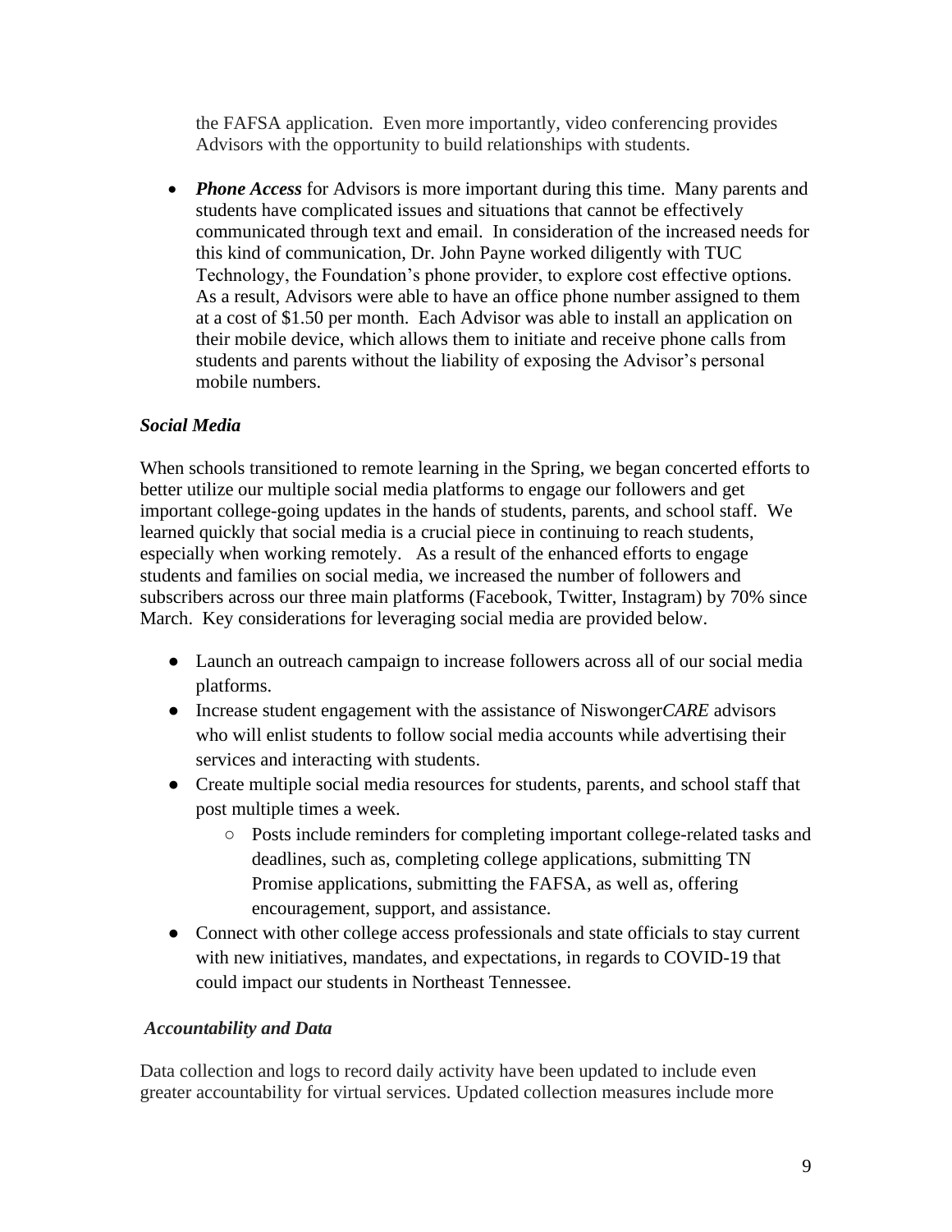the FAFSA application. Even more importantly, video conferencing provides Advisors with the opportunity to build relationships with students.

- ***Phone Access*** for Advisors is more important during this time. Many parents and students have complicated issues and situations that cannot be effectively communicated through text and email. In consideration of the increased needs for this kind of communication, Dr. John Payne worked diligently with TUC Technology, the Foundation's phone provider, to explore cost effective options. As a result, Advisors were able to have an office phone number assigned to them at a cost of $1.50 per month. Each Advisor was able to install an application on their mobile device, which allows them to initiate and receive phone calls from students and parents without the liability of exposing the Advisor's personal mobile numbers.

***Social Media***

When schools transitioned to remote learning in the Spring, we began concerted efforts to better utilize our multiple social media platforms to engage our followers and get important college-going updates in the hands of students, parents, and school staff. We learned quickly that social media is a crucial piece in continuing to reach students, especially when working remotely. As a result of the enhanced efforts to engage students and families on social media, we increased the number of followers and subscribers across our three main platforms (Facebook, Twitter, Instagram) by 70% since March. Key considerations for leveraging social media are provided below.

- Launch an outreach campaign to increase followers across all of our social media platforms.
- Increase student engagement with the assistance of Niswonger*CARE* advisors who will enlist students to follow social media accounts while advertising their services and interacting with students.
- Create multiple social media resources for students, parents, and school staff that post multiple times a week.
    - Posts include reminders for completing important college-related tasks and deadlines, such as, completing college applications, submitting TN Promise applications, submitting the FAFSA, as well as, offering encouragement, support, and assistance.
- Connect with other college access professionals and state officials to stay current with new initiatives, mandates, and expectations, in regards to COVID-19 that could impact our students in Northeast Tennessee.

***Accountability and Data***

Data collection and logs to record daily activity have been updated to include even greater accountability for virtual services. Updated collection measures include more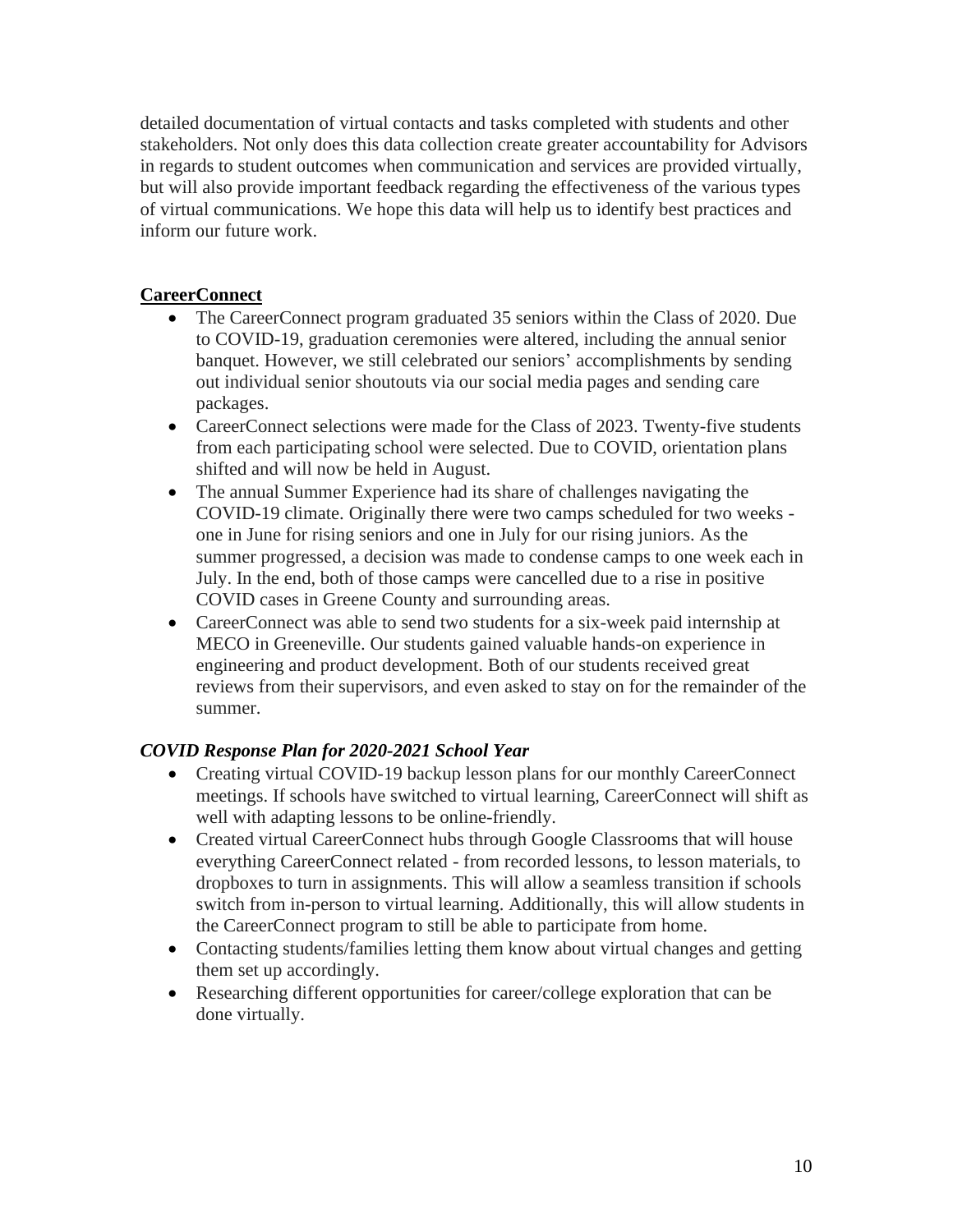detailed documentation of virtual contacts and tasks completed with students and other stakeholders. Not only does this data collection create greater accountability for Advisors in regards to student outcomes when communication and services are provided virtually, but will also provide important feedback regarding the effectiveness of the various types of virtual communications. We hope this data will help us to identify best practices and inform our future work.

## CareerConnect

- The CareerConnect program graduated 35 seniors within the Class of 2020. Due to COVID-19, graduation ceremonies were altered, including the annual senior banquet. However, we still celebrated our seniors' accomplishments by sending out individual senior shoutouts via our social media pages and sending care packages.
- CareerConnect selections were made for the Class of 2023. Twenty-five students from each participating school were selected. Due to COVID, orientation plans shifted and will now be held in August.
- The annual Summer Experience had its share of challenges navigating the COVID-19 climate. Originally there were two camps scheduled for two weeks - one in June for rising seniors and one in July for our rising juniors. As the summer progressed, a decision was made to condense camps to one week each in July. In the end, both of those camps were cancelled due to a rise in positive COVID cases in Greene County and surrounding areas.
- CareerConnect was able to send two students for a six-week paid internship at MECO in Greeneville. Our students gained valuable hands-on experience in engineering and product development. Both of our students received great reviews from their supervisors, and even asked to stay on for the remainder of the summer.

### *COVID Response Plan for 2020-2021 School Year*

- Creating virtual COVID-19 backup lesson plans for our monthly CareerConnect meetings. If schools have switched to virtual learning, CareerConnect will shift as well with adapting lessons to be online-friendly.
- Created virtual CareerConnect hubs through Google Classrooms that will house everything CareerConnect related - from recorded lessons, to lesson materials, to dropboxes to turn in assignments. This will allow a seamless transition if schools switch from in-person to virtual learning. Additionally, this will allow students in the CareerConnect program to still be able to participate from home.
- Contacting students/families letting them know about virtual changes and getting them set up accordingly.
- Researching different opportunities for career/college exploration that can be done virtually.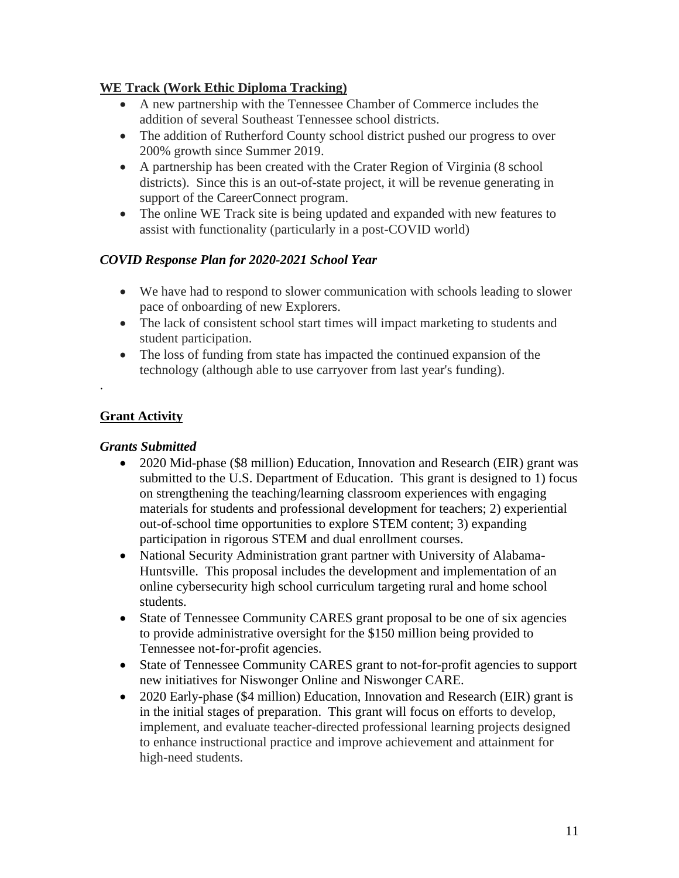**WE Track (Work Ethic Diploma Tracking)**

- A new partnership with the Tennessee Chamber of Commerce includes the addition of several Southeast Tennessee school districts.
- The addition of Rutherford County school district pushed our progress to over 200% growth since Summer 2019.
- A partnership has been created with the Crater Region of Virginia (8 school districts). Since this is an out-of-state project, it will be revenue generating in support of the CareerConnect program.
- The online WE Track site is being updated and expanded with new features to assist with functionality (particularly in a post-COVID world)

***COVID Response Plan for 2020-2021 School Year***

- We have had to respond to slower communication with schools leading to slower pace of onboarding of new Explorers.
- The lack of consistent school start times will impact marketing to students and student participation.
- The loss of funding from state has impacted the continued expansion of the technology (although able to use carryover from last year's funding).

.

**Grant Activity**

***Grants Submitted***

- 2020 Mid-phase ($8 million) Education, Innovation and Research (EIR) grant was submitted to the U.S. Department of Education. This grant is designed to 1) focus on strengthening the teaching/learning classroom experiences with engaging materials for students and professional development for teachers; 2) experiential out-of-school time opportunities to explore STEM content; 3) expanding participation in rigorous STEM and dual enrollment courses.
- National Security Administration grant partner with University of Alabama-Huntsville. This proposal includes the development and implementation of an online cybersecurity high school curriculum targeting rural and home school students.
- State of Tennessee Community CARES grant proposal to be one of six agencies to provide administrative oversight for the $150 million being provided to Tennessee not-for-profit agencies.
- State of Tennessee Community CARES grant to not-for-profit agencies to support new initiatives for Niswonger Online and Niswonger CARE.
- 2020 Early-phase ($4 million) Education, Innovation and Research (EIR) grant is in the initial stages of preparation. This grant will focus on efforts to develop, implement, and evaluate teacher-directed professional learning projects designed to enhance instructional practice and improve achievement and attainment for high-need students.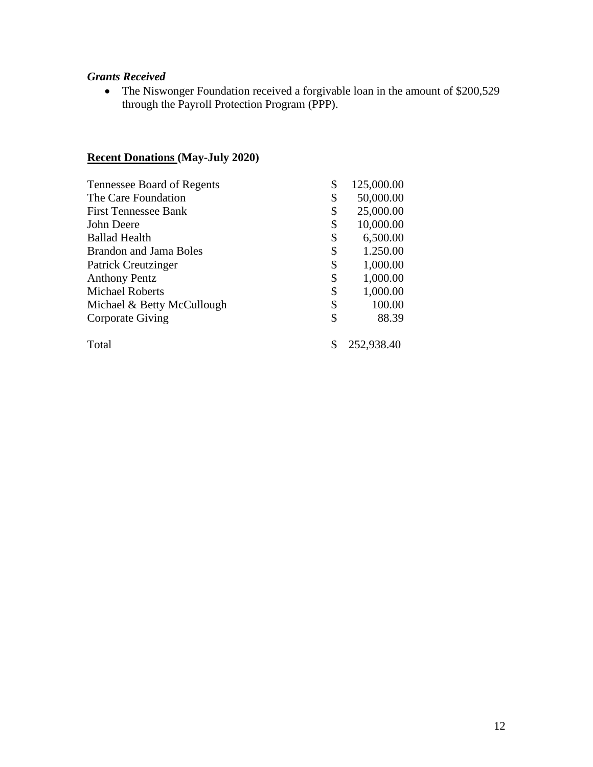### *Grants Received*

- The Niswonger Foundation received a forgivable loan in the amount of $200,529 through the Payroll Protection Program (PPP).

**<u>Recent Donations</u> (May-July 2020)**

| | |
|---|---|
| Tennessee Board of Regents | $ 125,000.00 |
| The Care Foundation | $ 50,000.00 |
| First Tennessee Bank | $ 25,000.00 |
| John Deere | $ 10,000.00 |
| Ballad Health | $ 6,500.00 |
| Brandon and Jama Boles | $ 1.250.00 |
| Patrick Creutzinger | $ 1,000.00 |
| Anthony Pentz | $ 1,000.00 |
| Michael Roberts | $ 1,000.00 |
| Michael & Betty McCullough | $ 100.00 |
| Corporate Giving | $ 88.39 |
| Total | $ 252,938.40 |